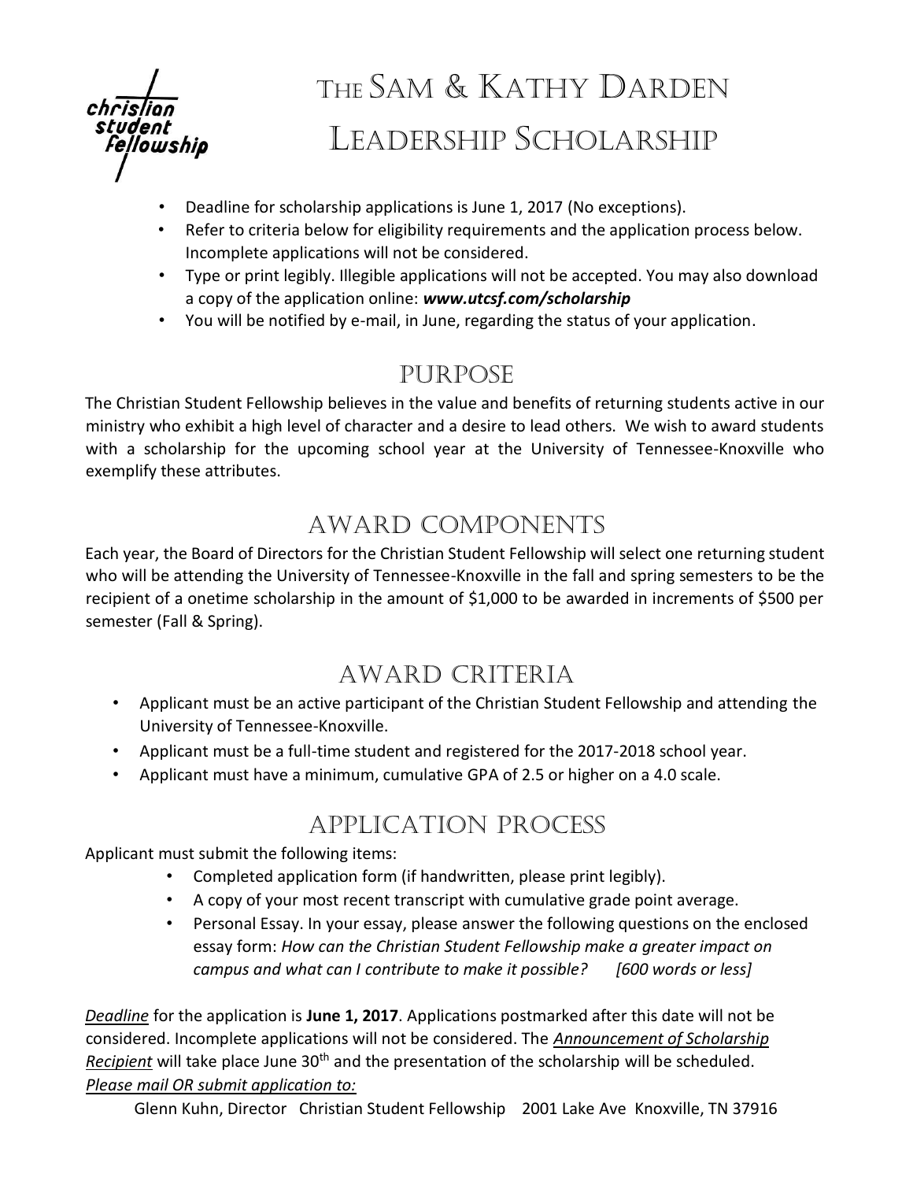# The Sam & Kathy Darden Leadership Scholarship

christian student fellowship

- Deadline for scholarship applications is June 1, 2017 (No exceptions).
- Refer to criteria below for eligibility requirements and the application process below. Incomplete applications will not be considered.
- Type or print legibly. Illegible applications will not be accepted. You may also download a copy of the application online: ***www.utcsf.com/scholarship***
- You will be notified by e-mail, in June, regarding the status of your application.

## Purpose

The Christian Student Fellowship believes in the value and benefits of returning students active in our ministry who exhibit a high level of character and a desire to lead others. We wish to award students with a scholarship for the upcoming school year at the University of Tennessee-Knoxville who exemplify these attributes.

## Award Components

Each year, the Board of Directors for the Christian Student Fellowship will select one returning student who will be attending the University of Tennessee-Knoxville in the fall and spring semesters to be the recipient of a onetime scholarship in the amount of $1,000 to be awarded in increments of $500 per semester (Fall & Spring).

## Award Criteria

- Applicant must be an active participant of the Christian Student Fellowship and attending the University of Tennessee-Knoxville.
- Applicant must be a full-time student and registered for the 2017-2018 school year.
- Applicant must have a minimum, cumulative GPA of 2.5 or higher on a 4.0 scale.

## Application Process

Applicant must submit the following items:

- Completed application form (if handwritten, please print legibly).
- A copy of your most recent transcript with cumulative grade point average.
- Personal Essay. In your essay, please answer the following questions on the enclosed essay form: *How can the Christian Student Fellowship make a greater impact on campus and what can I contribute to make it possible? [600 words or less]*

*Deadline* for the application is **June 1, 2017**. Applications postmarked after this date will not be considered. Incomplete applications will not be considered. The *Announcement of Scholarship Recipient* will take place June 30th and the presentation of the scholarship will be scheduled.

*Please mail OR submit application to:*

Glenn Kuhn, Director Christian Student Fellowship 2001 Lake Ave Knoxville, TN 37916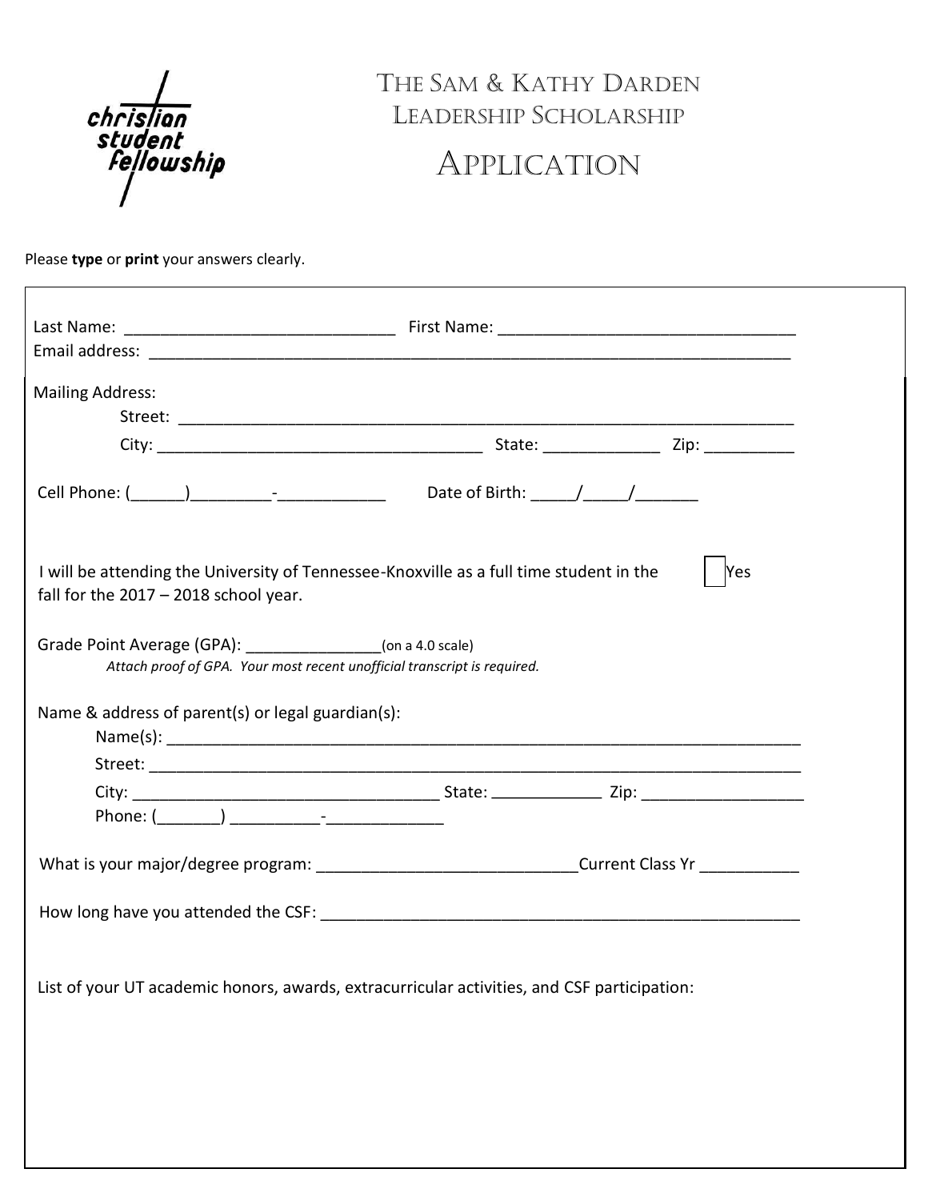# The Sam & Kathy Darden Leadership Scholarship

# Application

Please **type** or **print** your answers clearly.

Last Name: ______________________________ First Name: ________________________________

Email address: ______________________________________________________________________

Mailing Address:

Street: ______________________________________________________________________

City: ____________________________________ State: ____________ Zip: __________

Cell Phone: (______)_________-____________ Date of Birth: _____/_____/_______

I will be attending the University of Tennessee-Knoxville as a full time student in the fall for the 2017 – 2018 school year. ☐ Yes

Grade Point Average (GPA): _______________(on a 4.0 scale)

*Attach proof of GPA. Your most recent unofficial transcript is required.*

Name & address of parent(s) or legal guardian(s):

Name(s): ______________________________________________________________________

Street: ______________________________________________________________________

City: __________________________________ State: ____________ Zip: _________________

Phone: (_______) __________-_____________

What is your major/degree program: ____________________________Current Class Yr ___________

How long have you attended the CSF: ______________________________________________________

List of your UT academic honors, awards, extracurricular activities, and CSF participation: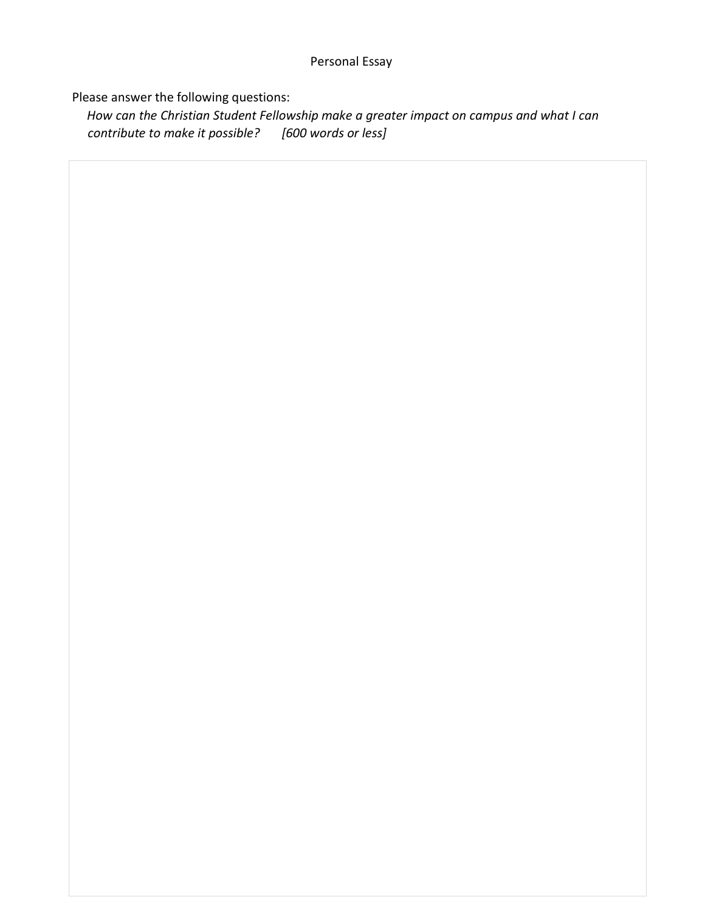# Personal Essay

Please answer the following questions:

*How can the Christian Student Fellowship make a greater impact on campus and what I can contribute to make it possible?* *[600 words or less]*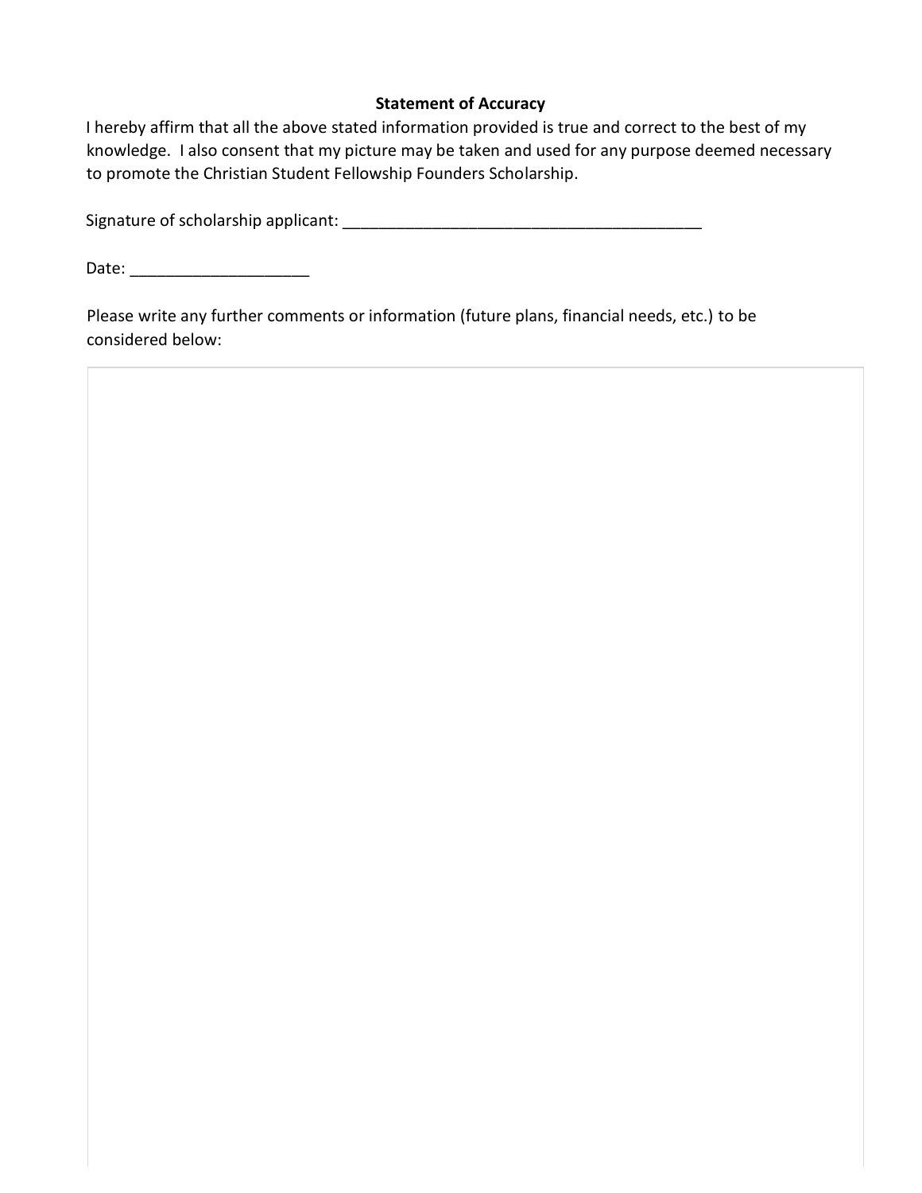**Statement of Accuracy**

I hereby affirm that all the above stated information provided is true and correct to the best of my knowledge. I also consent that my picture may be taken and used for any purpose deemed necessary to promote the Christian Student Fellowship Founders Scholarship.

Signature of scholarship applicant: _________________________________________

Date: ____________________

Please write any further comments or information (future plans, financial needs, etc.) to be considered below: